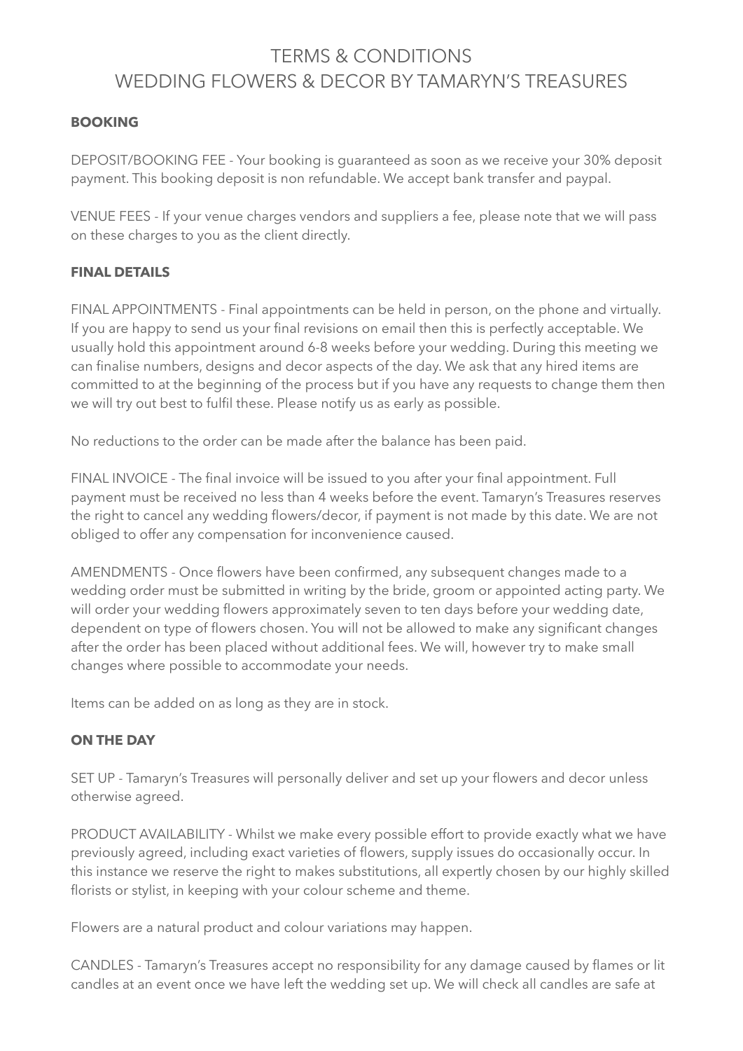# TERMS & CONDITIONS
# WEDDING FLOWERS & DECOR BY TAMARYN'S TREASURES

## BOOKING

DEPOSIT/BOOKING FEE - Your booking is guaranteed as soon as we receive your 30% deposit payment. This booking deposit is non refundable. We accept bank transfer and paypal.

VENUE FEES - If your venue charges vendors and suppliers a fee, please note that we will pass on these charges to you as the client directly.

## FINAL DETAILS

FINAL APPOINTMENTS - Final appointments can be held in person, on the phone and virtually. If you are happy to send us your final revisions on email then this is perfectly acceptable. We usually hold this appointment around 6-8 weeks before your wedding. During this meeting we can finalise numbers, designs and decor aspects of the day. We ask that any hired items are committed to at the beginning of the process but if you have any requests to change them then we will try out best to fulfil these. Please notify us as early as possible.

No reductions to the order can be made after the balance has been paid.

FINAL INVOICE - The final invoice will be issued to you after your final appointment. Full payment must be received no less than 4 weeks before the event. Tamaryn's Treasures reserves the right to cancel any wedding flowers/decor, if payment is not made by this date. We are not obliged to offer any compensation for inconvenience caused.

AMENDMENTS - Once flowers have been confirmed, any subsequent changes made to a wedding order must be submitted in writing by the bride, groom or appointed acting party. We will order your wedding flowers approximately seven to ten days before your wedding date, dependent on type of flowers chosen. You will not be allowed to make any significant changes after the order has been placed without additional fees. We will, however try to make small changes where possible to accommodate your needs.

Items can be added on as long as they are in stock.

## ON THE DAY

SET UP - Tamaryn's Treasures will personally deliver and set up your flowers and decor unless otherwise agreed.

PRODUCT AVAILABILITY - Whilst we make every possible effort to provide exactly what we have previously agreed, including exact varieties of flowers, supply issues do occasionally occur. In this instance we reserve the right to makes substitutions, all expertly chosen by our highly skilled florists or stylist, in keeping with your colour scheme and theme.

Flowers are a natural product and colour variations may happen.

CANDLES - Tamaryn's Treasures accept no responsibility for any damage caused by flames or lit candles at an event once we have left the wedding set up. We will check all candles are safe at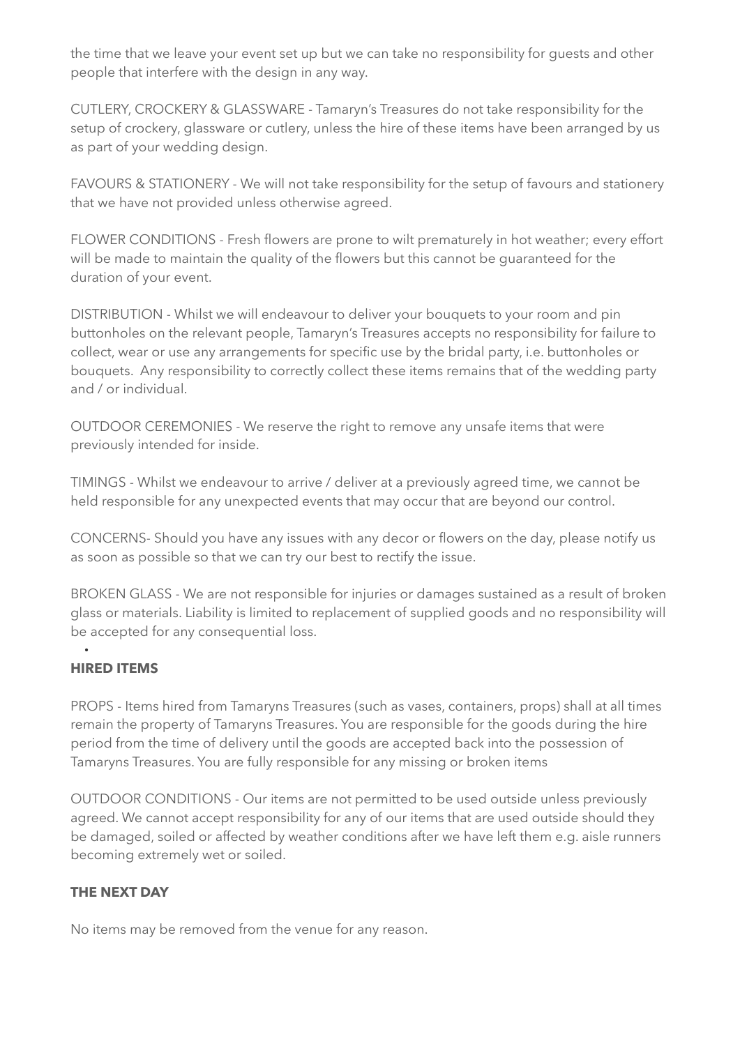the time that we leave your event set up but we can take no responsibility for guests and other people that interfere with the design in any way.

CUTLERY, CROCKERY & GLASSWARE - Tamaryn's Treasures do not take responsibility for the setup of crockery, glassware or cutlery, unless the hire of these items have been arranged by us as part of your wedding design.

FAVOURS & STATIONERY - We will not take responsibility for the setup of favours and stationery that we have not provided unless otherwise agreed.

FLOWER CONDITIONS - Fresh flowers are prone to wilt prematurely in hot weather; every effort will be made to maintain the quality of the flowers but this cannot be guaranteed for the duration of your event.

DISTRIBUTION - Whilst we will endeavour to deliver your bouquets to your room and pin buttonholes on the relevant people, Tamaryn's Treasures accepts no responsibility for failure to collect, wear or use any arrangements for specific use by the bridal party, i.e. buttonholes or bouquets. Any responsibility to correctly collect these items remains that of the wedding party and / or individual.

OUTDOOR CEREMONIES - We reserve the right to remove any unsafe items that were previously intended for inside.

TIMINGS - Whilst we endeavour to arrive / deliver at a previously agreed time, we cannot be held responsible for any unexpected events that may occur that are beyond our control.

CONCERNS- Should you have any issues with any decor or flowers on the day, please notify us as soon as possible so that we can try our best to rectify the issue.

BROKEN GLASS - We are not responsible for injuries or damages sustained as a result of broken glass or materials. Liability is limited to replacement of supplied goods and no responsibility will be accepted for any consequential loss.

- **HIRED ITEMS**

PROPS - Items hired from Tamaryns Treasures (such as vases, containers, props) shall at all times remain the property of Tamaryns Treasures. You are responsible for the goods during the hire period from the time of delivery until the goods are accepted back into the possession of Tamaryns Treasures. You are fully responsible for any missing or broken items

OUTDOOR CONDITIONS - Our items are not permitted to be used outside unless previously agreed. We cannot accept responsibility for any of our items that are used outside should they be damaged, soiled or affected by weather conditions after we have left them e.g. aisle runners becoming extremely wet or soiled.

**THE NEXT DAY**

No items may be removed from the venue for any reason.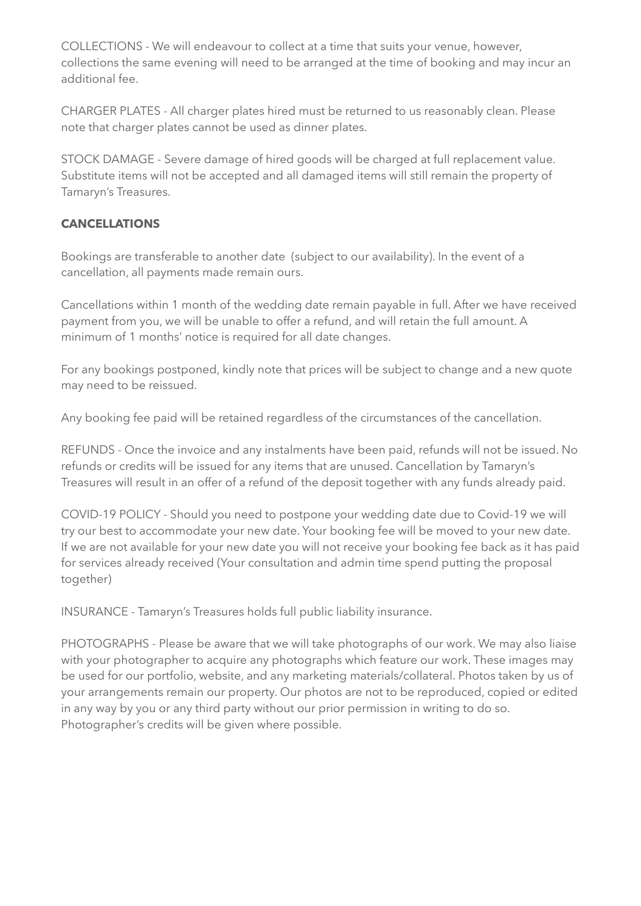COLLECTIONS - We will endeavour to collect at a time that suits your venue, however, collections the same evening will need to be arranged at the time of booking and may incur an additional fee.

CHARGER PLATES - All charger plates hired must be returned to us reasonably clean. Please note that charger plates cannot be used as dinner plates.

STOCK DAMAGE - Severe damage of hired goods will be charged at full replacement value. Substitute items will not be accepted and all damaged items will still remain the property of Tamaryn's Treasures.

**CANCELLATIONS**

Bookings are transferable to another date  (subject to our availability). In the event of a cancellation, all payments made remain ours.

Cancellations within 1 month of the wedding date remain payable in full. After we have received payment from you, we will be unable to offer a refund, and will retain the full amount. A minimum of 1 months' notice is required for all date changes.

For any bookings postponed, kindly note that prices will be subject to change and a new quote may need to be reissued.

Any booking fee paid will be retained regardless of the circumstances of the cancellation.

REFUNDS - Once the invoice and any instalments have been paid, refunds will not be issued. No refunds or credits will be issued for any items that are unused. Cancellation by Tamaryn's Treasures will result in an offer of a refund of the deposit together with any funds already paid.

COVID-19 POLICY - Should you need to postpone your wedding date due to Covid-19 we will try our best to accommodate your new date. Your booking fee will be moved to your new date. If we are not available for your new date you will not receive your booking fee back as it has paid for services already received (Your consultation and admin time spend putting the proposal together)

INSURANCE - Tamaryn's Treasures holds full public liability insurance.

PHOTOGRAPHS - Please be aware that we will take photographs of our work. We may also liaise with your photographer to acquire any photographs which feature our work. These images may be used for our portfolio, website, and any marketing materials/collateral. Photos taken by us of your arrangements remain our property. Our photos are not to be reproduced, copied or edited in any way by you or any third party without our prior permission in writing to do so. Photographer's credits will be given where possible.